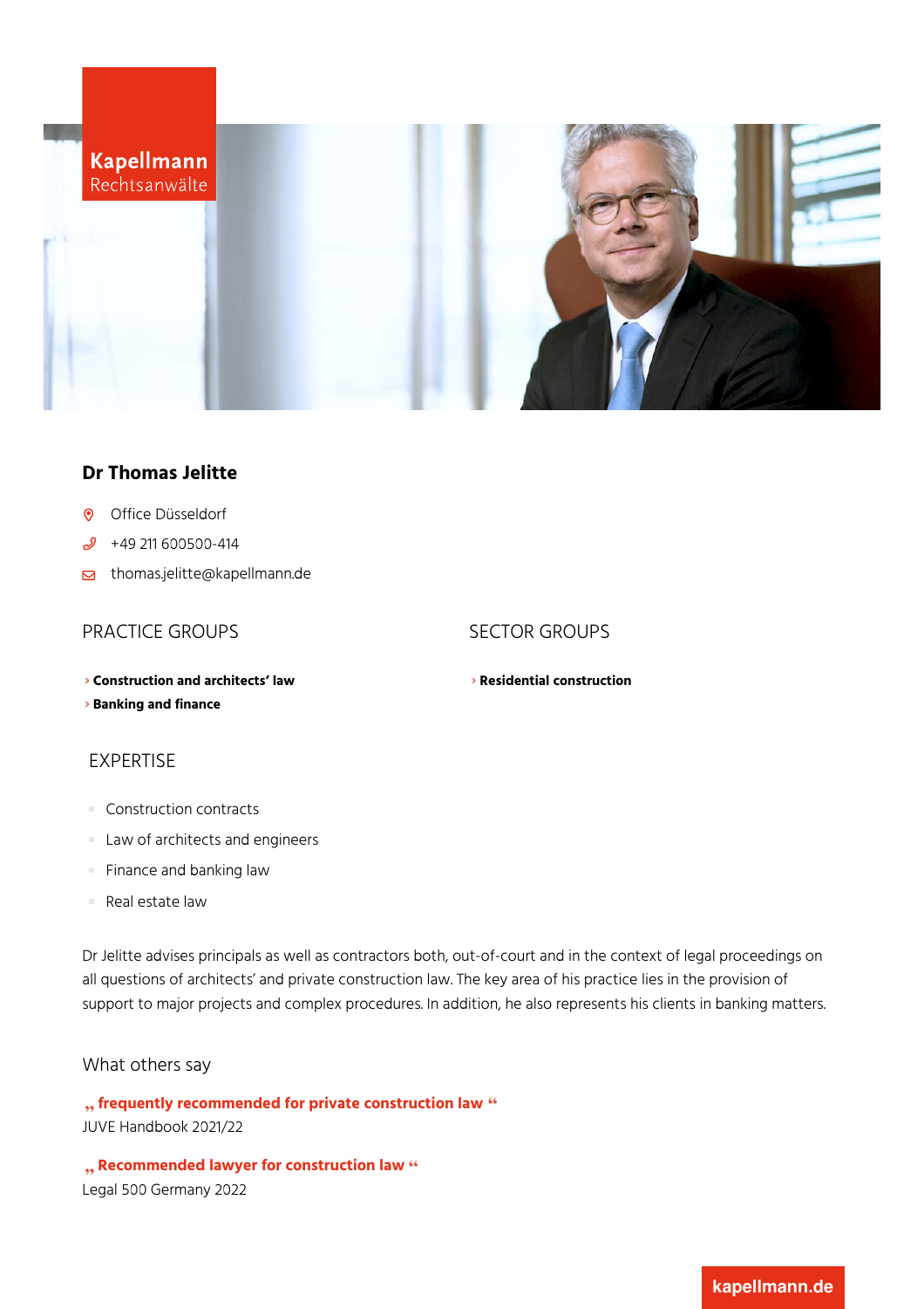Kapellmann
Rechtsanwälte

# Dr Thomas Jelitte

- Office Düsseldorf
- +49 211 600500-414
- thomas.jelitte@kapellmann.de

## PRACTICE GROUPS

- **Construction and architects' law**
- **Banking and finance**

## SECTOR GROUPS

- **Residential construction**

## EXPERTISE

- Construction contracts
- Law of architects and engineers
- Finance and banking law
- Real estate law

Dr Jelitte advises principals as well as contractors both, out-of-court and in the context of legal proceedings on all questions of architects' and private construction law. The key area of his practice lies in the provision of support to major projects and complex procedures. In addition, he also represents his clients in banking matters.

## What others say

**„ frequently recommended for private construction law “**
JUVE Handbook 2021/22

**„ Recommended lawyer for construction law “**
Legal 500 Germany 2022

kapellmann.de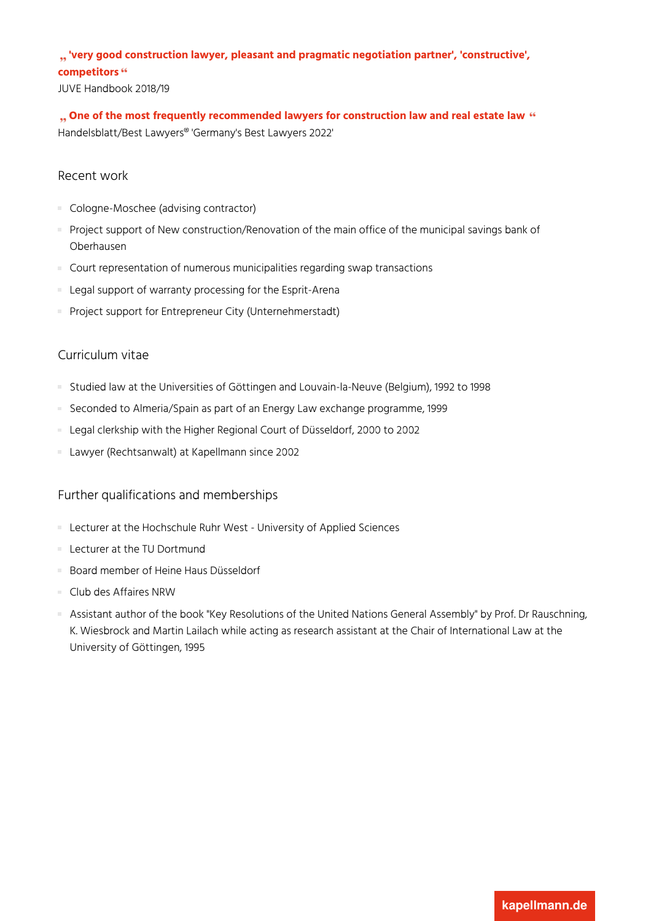**„ 'very good construction lawyer, pleasant and pragmatic negotiation partner', 'constructive', competitors "**

JUVE Handbook 2018/19

**„ One of the most frequently recommended lawyers for construction law and real estate law "**

Handelsblatt/Best Lawyers® 'Germany's Best Lawyers 2022'

## Recent work

- Cologne-Moschee (advising contractor)
- Project support of New construction/Renovation of the main office of the municipal savings bank of Oberhausen
- Court representation of numerous municipalities regarding swap transactions
- Legal support of warranty processing for the Esprit-Arena
- Project support for Entrepreneur City (Unternehmerstadt)

## Curriculum vitae

- Studied law at the Universities of Göttingen and Louvain-la-Neuve (Belgium), 1992 to 1998
- Seconded to Almeria/Spain as part of an Energy Law exchange programme, 1999
- Legal clerkship with the Higher Regional Court of Düsseldorf, 2000 to 2002
- Lawyer (Rechtsanwalt) at Kapellmann since 2002

## Further qualifications and memberships

- Lecturer at the Hochschule Ruhr West - University of Applied Sciences
- Lecturer at the TU Dortmund
- Board member of Heine Haus Düsseldorf
- Club des Affaires NRW
- Assistant author of the book "Key Resolutions of the United Nations General Assembly" by Prof. Dr Rauschning, K. Wiesbrock and Martin Lailach while acting as research assistant at the Chair of International Law at the University of Göttingen, 1995